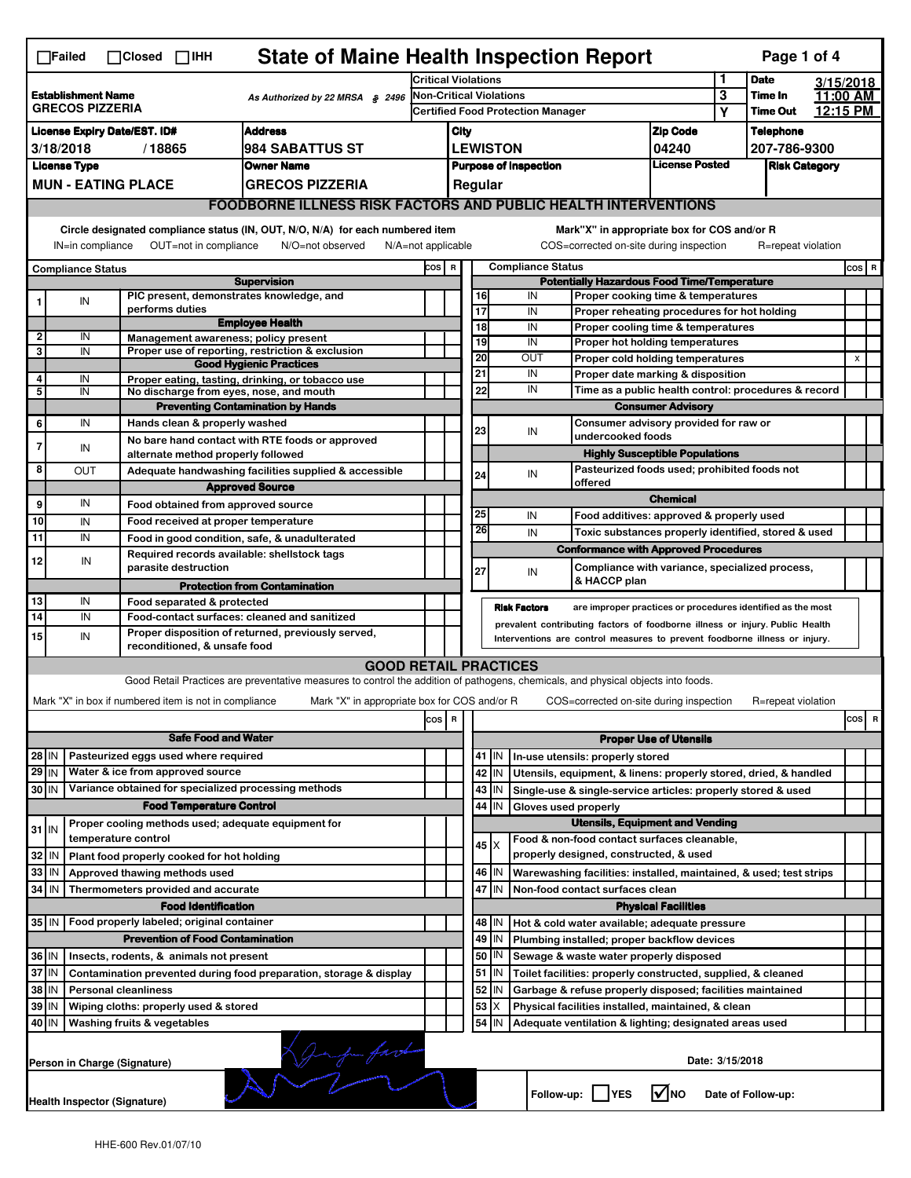☐Failed ☐Closed ☐IHH

# State of Maine Health Inspection Report

| | | | |
|---|---|---|---|
| **Establishment Name** GRECOS PIZZERIA | As Authorized by 22 MRSA § 2496 | Critical Violations: 1 | Date: 3/15/2018 |
| | | Non-Critical Violations: 3 | Time In: 11:00 AM |
| | | Certified Food Protection Manager: Y | Time Out: 12:15 PM |

| License Expiry Date/EST. ID# | Address | City | Zip Code | Telephone |
|---|---|---|---|---|
| 3/18/2018 / 18865 | 984 SABATTUS ST | LEWISTON | 04240 | 207-786-9300 |

| License Type | Owner Name | Purpose of Inspection | License Posted | Risk Category |
|---|---|---|---|---|
| MUN - EATING PLACE | GRECOS PIZZERIA | Regular | | |

## FOODBORNE ILLNESS RISK FACTORS AND PUBLIC HEALTH INTERVENTIONS

Circle designated compliance status (IN, OUT, N/O, N/A) for each numbered item. IN=in compliance OUT=not in compliance N/O=not observed N/A=not applicable

Mark"X" in appropriate box for COS and/or R. COS=corrected on-site during inspection R=repeat violation

| # | Compliance Status | Item | COS | R |
|---|---|---|---|---|
| | | **Supervision** | | |
| 1 | IN | PIC present, demonstrates knowledge, and performs duties | | |
| | | **Employee Health** | | |
| 2 | IN | Management awareness; policy present | | |
| 3 | IN | Proper use of reporting, restriction & exclusion | | |
| | | **Good Hygienic Practices** | | |
| 4 | IN | Proper eating, tasting, drinking, or tobacco use | | |
| 5 | IN | No discharge from eyes, nose, and mouth | | |
| | | **Preventing Contamination by Hands** | | |
| 6 | IN | Hands clean & properly washed | | |
| 7 | IN | No bare hand contact with RTE foods or approved alternate method properly followed | | |
| 8 | OUT | Adequate handwashing facilities supplied & accessible | | |
| | | **Approved Source** | | |
| 9 | IN | Food obtained from approved source | | |
| 10 | IN | Food received at proper temperature | | |
| 11 | IN | Food in good condition, safe, & unadulterated | | |
| 12 | IN | Required records available: shellstock tags parasite destruction | | |
| | | **Protection from Contamination** | | |
| 13 | IN | Food separated & protected | | |
| 14 | IN | Food-contact surfaces: cleaned and sanitized | | |
| 15 | IN | Proper disposition of returned, previously served, reconditioned, & unsafe food | | |
| | | **Potentially Hazardous Food Time/Temperature** | | |
| 16 | IN | Proper cooking time & temperatures | | |
| 17 | IN | Proper reheating procedures for hot holding | | |
| 18 | IN | Proper cooling time & temperatures | | |
| 19 | IN | Proper hot holding temperatures | | |
| 20 | OUT | Proper cold holding temperatures | | X |
| 21 | IN | Proper date marking & disposition | | |
| 22 | IN | Time as a public health control: procedures & record | | |
| | | **Consumer Advisory** | | |
| 23 | IN | Consumer advisory provided for raw or undercooked foods | | |
| | | **Highly Susceptible Populations** | | |
| 24 | IN | Pasteurized foods used; prohibited foods not offered | | |
| | | **Chemical** | | |
| 25 | IN | Food additives: approved & properly used | | |
| 26 | IN | Toxic substances properly identified, stored & used | | |
| | | **Conformance with Approved Procedures** | | |
| 27 | IN | Compliance with variance, specialized process, & HACCP plan | | |

**Risk Factors** are improper practices or procedures identified as the most prevalent contributing factors of foodborne illness or injury. Public Health Interventions are control measures to prevent foodborne illness or injury.

## GOOD RETAIL PRACTICES

Good Retail Practices are preventative measures to control the addition of pathogens, chemicals, and physical objects into foods.

Mark "X" in box if numbered item is not in compliance. Mark "X" in appropriate box for COS and/or R. COS=corrected on-site during inspection R=repeat violation

| # | Status | Item | COS | R |
|---|---|---|---|---|
| | | **Safe Food and Water** | | |
| 28 | IN | Pasteurized eggs used where required | | |
| 29 | IN | Water & ice from approved source | | |
| 30 | IN | Variance obtained for specialized processing methods | | |
| | | **Food Temperature Control** | | |
| 31 | IN | Proper cooling methods used; adequate equipment for temperature control | | |
| 32 | IN | Plant food properly cooked for hot holding | | |
| 33 | IN | Approved thawing methods used | | |
| 34 | IN | Thermometers provided and accurate | | |
| | | **Food Identification** | | |
| 35 | IN | Food properly labeled; original container | | |
| | | **Prevention of Food Contamination** | | |
| 36 | IN | Insects, rodents, & animals not present | | |
| 37 | IN | Contamination prevented during food preparation, storage & display | | |
| 38 | IN | Personal cleanliness | | |
| 39 | IN | Wiping cloths: properly used & stored | | |
| 40 | IN | Washing fruits & vegetables | | |
| | | **Proper Use of Utensils** | | |
| 41 | IN | In-use utensils: properly stored | | |
| 42 | IN | Utensils, equipment, & linens: properly stored, dried, & handled | | |
| 43 | IN | Single-use & single-service articles: properly stored & used | | |
| 44 | IN | Gloves used properly | | |
| | | **Utensils, Equipment and Vending** | | |
| 45 | X | Food & non-food contact surfaces cleanable, properly designed, constructed, & used | | |
| 46 | IN | Warewashing facilities: installed, maintained, & used; test strips | | |
| 47 | IN | Non-food contact surfaces clean | | |
| | | **Physical Facilities** | | |
| 48 | IN | Hot & cold water available; adequate pressure | | |
| 49 | IN | Plumbing installed; proper backflow devices | | |
| 50 | IN | Sewage & waste water properly disposed | | |
| 51 | IN | Toilet facilities: properly constructed, supplied, & cleaned | | |
| 52 | IN | Garbage & refuse properly disposed; facilities maintained | | |
| 53 | X | Physical facilities installed, maintained, & clean | | |
| 54 | IN | Adequate ventilation & lighting; designated areas used | | |

Person in Charge (Signature)

Date: 3/15/2018

Health Inspector (Signature)

Follow-up: ☐YES ☑NO Date of Follow-up:

HHE-600 Rev.01/07/10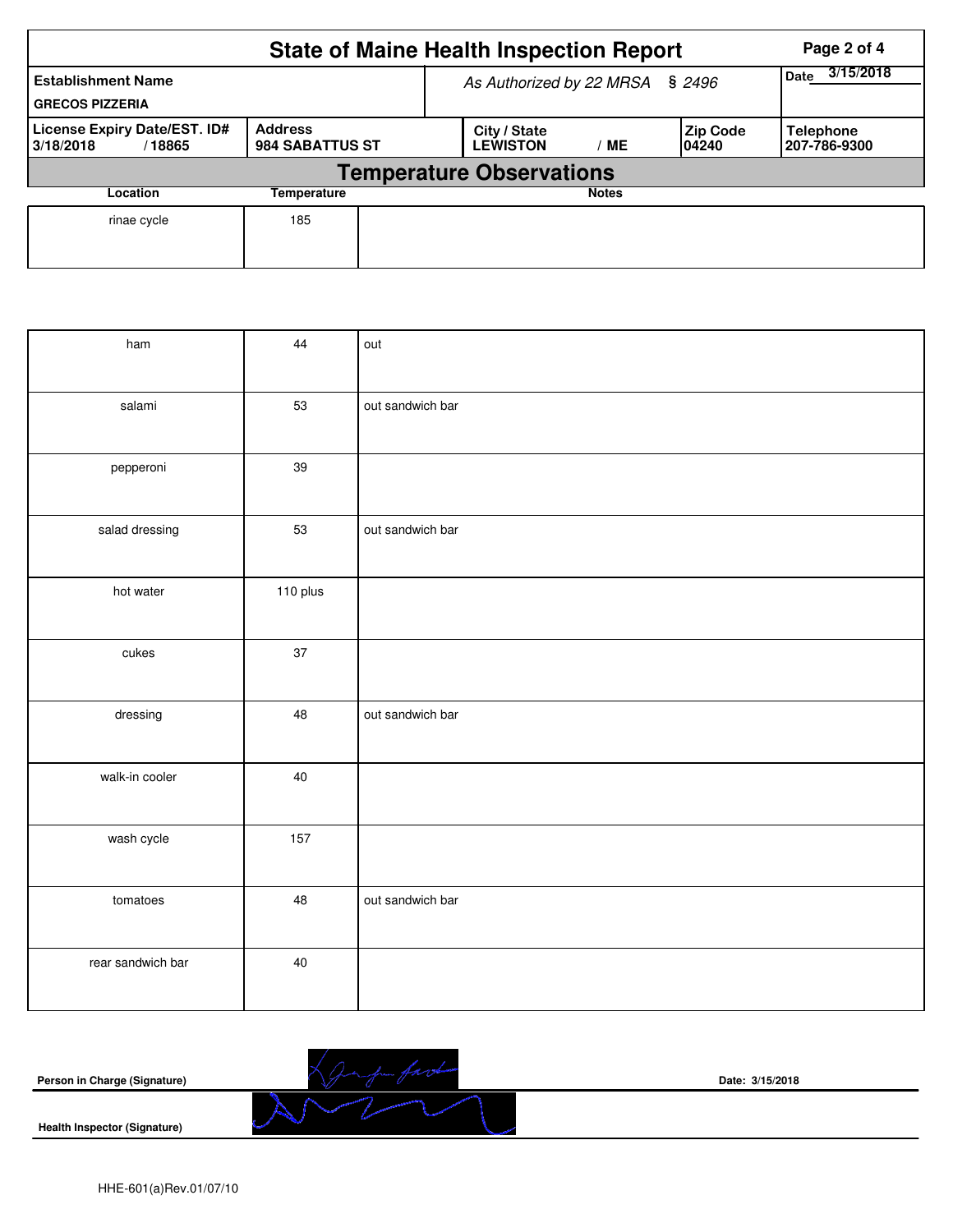# State of Maine Health Inspection Report

| Establishment Name | As Authorized by 22 MRSA § 2496 | | | Date 3/15/2018 |
|---|---|---|---|---|
| GRECOS PIZZERIA | | | | |
| **License Expiry Date/EST. ID#** | **Address** | **City / State** | **Zip Code** | **Telephone** |
| 3/18/2018 / 18865 | 984 SABATTUS ST | LEWISTON / ME | 04240 | 207-786-9300 |

## Temperature Observations

| Location | Temperature | Notes |
|---|---|---|
| rinae cycle | 185 | |
| ham | 44 | out |
| salami | 53 | out sandwich bar |
| pepperoni | 39 | |
| salad dressing | 53 | out sandwich bar |
| hot water | 110 plus | |
| cukes | 37 | |
| dressing | 48 | out sandwich bar |
| walk-in cooler | 40 | |
| wash cycle | 157 | |
| tomatoes | 48 | out sandwich bar |
| rear sandwich bar | 40 | |

**Person in Charge (Signature)** **Date: 3/15/2018**

**Health Inspector (Signature)**

HHE-601(a)Rev.01/07/10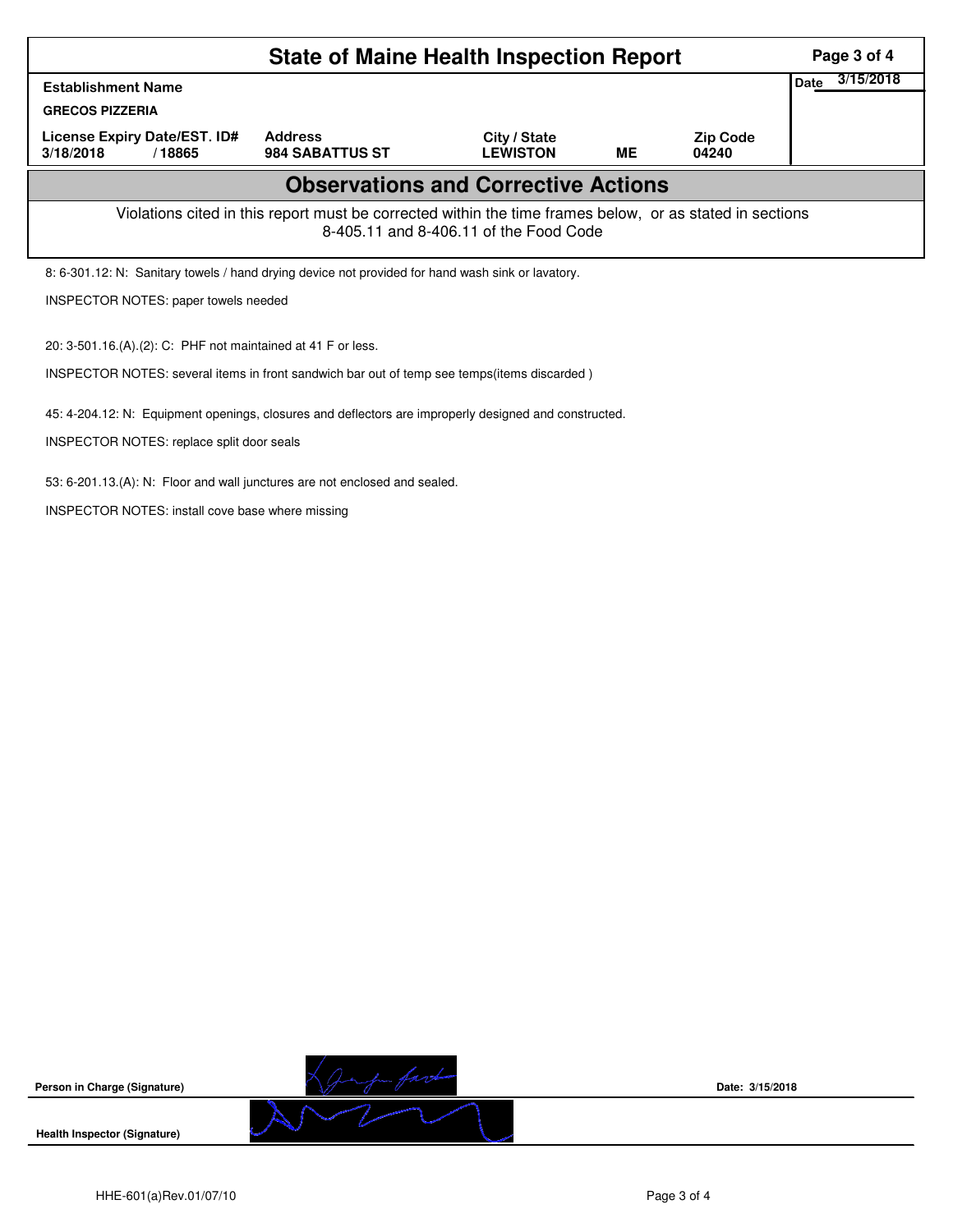# State of Maine Health Inspection Report

| Establishment Name | | | | | Date 3/15/2018 |
|---|---|---|---|---|---|
| GRECOS PIZZERIA | | | | | |
| License Expiry Date/EST. ID# | | Address | City / State | | Zip Code |
| 3/18/2018 | / 18865 | 984 SABATTUS ST | LEWISTON | ME | 04240 |

## Observations and Corrective Actions

Violations cited in this report must be corrected within the time frames below, or as stated in sections 8-405.11 and 8-406.11 of the Food Code

8: 6-301.12: N: Sanitary towels / hand drying device not provided for hand wash sink or lavatory.

INSPECTOR NOTES: paper towels needed

20: 3-501.16.(A).(2): C: PHF not maintained at 41 F or less.

INSPECTOR NOTES: several items in front sandwich bar out of temp see temps(items discarded )

45: 4-204.12: N: Equipment openings, closures and deflectors are improperly designed and constructed.

INSPECTOR NOTES: replace split door seals

53: 6-201.13.(A): N: Floor and wall junctures are not enclosed and sealed.

INSPECTOR NOTES: install cove base where missing

Person in Charge (Signature) Date: 3/15/2018

Health Inspector (Signature)

HHE-601(a)Rev.01/07/10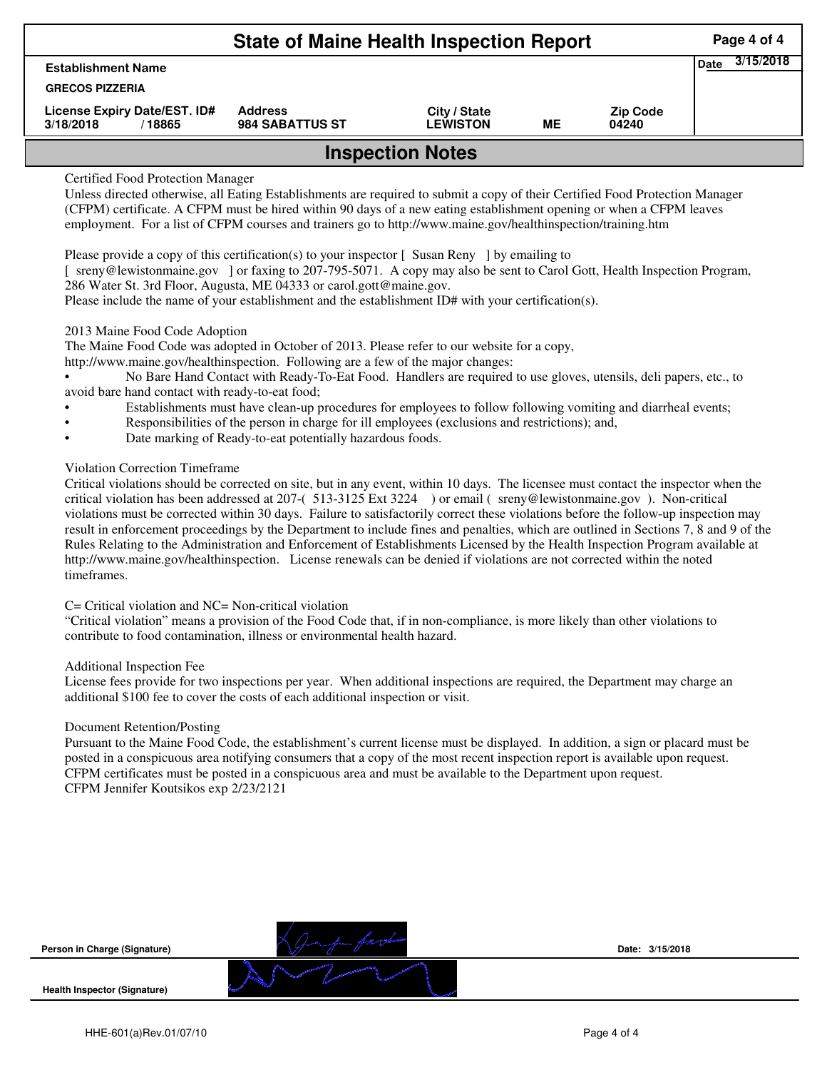# State of Maine Health Inspection Report

| Establishment Name | | | | | Date 3/15/2018 |
|---|---|---|---|---|---|
| GRECOS PIZZERIA | | | | | |
| License Expiry Date/EST. ID# | Address | City / State | | Zip Code | |
| 3/18/2018 / 18865 | 984 SABATTUS ST | LEWISTON | ME | 04240 | |

## Inspection Notes

Certified Food Protection Manager

Unless directed otherwise, all Eating Establishments are required to submit a copy of their Certified Food Protection Manager (CFPM) certificate. A CFPM must be hired within 90 days of a new eating establishment opening or when a CFPM leaves employment. For a list of CFPM courses and trainers go to http://www.maine.gov/healthinspection/training.htm

Please provide a copy of this certification(s) to your inspector [ Susan Reny ] by emailing to [ sreny@lewistonmaine.gov ] or faxing to 207-795-5071. A copy may also be sent to Carol Gott, Health Inspection Program, 286 Water St. 3rd Floor, Augusta, ME 04333 or carol.gott@maine.gov.

Please include the name of your establishment and the establishment ID# with your certification(s).

2013 Maine Food Code Adoption

The Maine Food Code was adopted in October of 2013. Please refer to our website for a copy, http://www.maine.gov/healthinspection. Following are a few of the major changes:

- No Bare Hand Contact with Ready-To-Eat Food. Handlers are required to use gloves, utensils, deli papers, etc., to avoid bare hand contact with ready-to-eat food;
- Establishments must have clean-up procedures for employees to follow following vomiting and diarrheal events;
- Responsibilities of the person in charge for ill employees (exclusions and restrictions); and,
- Date marking of Ready-to-eat potentially hazardous foods.

Violation Correction Timeframe

Critical violations should be corrected on site, but in any event, within 10 days. The licensee must contact the inspector when the critical violation has been addressed at 207-( 513-3125 Ext 3224 ) or email ( sreny@lewistonmaine.gov ). Non-critical violations must be corrected within 30 days. Failure to satisfactorily correct these violations before the follow-up inspection may result in enforcement proceedings by the Department to include fines and penalties, which are outlined in Sections 7, 8 and 9 of the Rules Relating to the Administration and Enforcement of Establishments Licensed by the Health Inspection Program available at http://www.maine.gov/healthinspection. License renewals can be denied if violations are not corrected within the noted timeframes.

C= Critical violation and NC= Non-critical violation

"Critical violation" means a provision of the Food Code that, if in non-compliance, is more likely than other violations to contribute to food contamination, illness or environmental health hazard.

Additional Inspection Fee

License fees provide for two inspections per year. When additional inspections are required, the Department may charge an additional $100 fee to cover the costs of each additional inspection or visit.

Document Retention/Posting

Pursuant to the Maine Food Code, the establishment's current license must be displayed. In addition, a sign or placard must be posted in a conspicuous area notifying consumers that a copy of the most recent inspection report is available upon request. CFPM certificates must be posted in a conspicuous area and must be available to the Department upon request.

CFPM Jennifer Koutsikos exp 2/23/2121

Person in Charge (Signature) Date: 3/15/2018

Health Inspector (Signature)

HHE-601(a)Rev.01/07/10